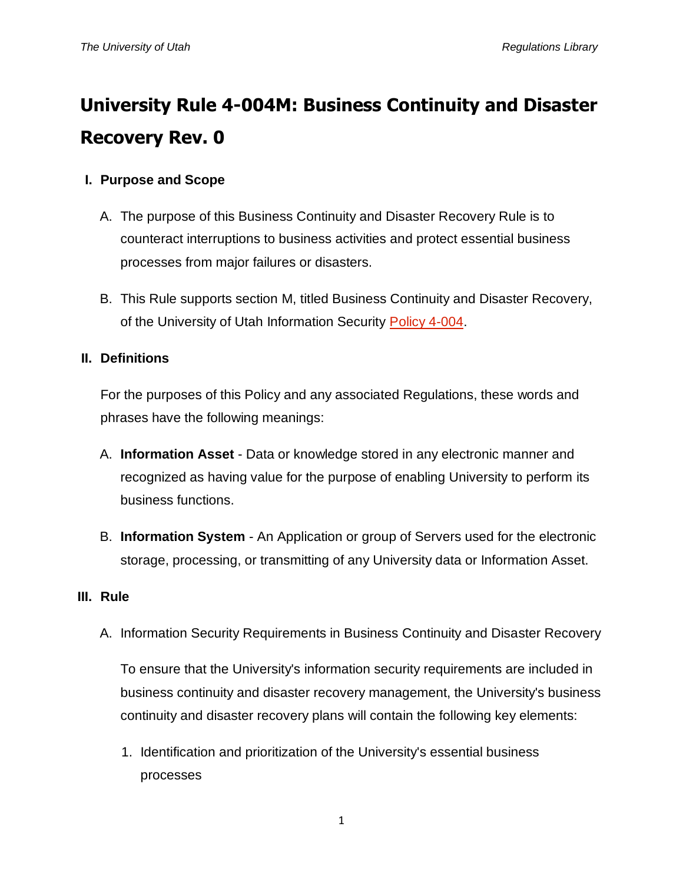# University Rule 4-004M: Business Continuity and Disaster Recovery Rev. 0

## I. Purpose and Scope

A. The purpose of this Business Continuity and Disaster Recovery Rule is to counteract interruptions to business activities and protect essential business processes from major failures or disasters.

B. This Rule supports section M, titled Business Continuity and Disaster Recovery, of the University of Utah Information Security Policy 4-004.

## II. Definitions

For the purposes of this Policy and any associated Regulations, these words and phrases have the following meanings:

A. **Information Asset** - Data or knowledge stored in any electronic manner and recognized as having value for the purpose of enabling University to perform its business functions.

B. **Information System** - An Application or group of Servers used for the electronic storage, processing, or transmitting of any University data or Information Asset.

## III. Rule

A. Information Security Requirements in Business Continuity and Disaster Recovery

To ensure that the University's information security requirements are included in business continuity and disaster recovery management, the University's business continuity and disaster recovery plans will contain the following key elements:

1. Identification and prioritization of the University's essential business processes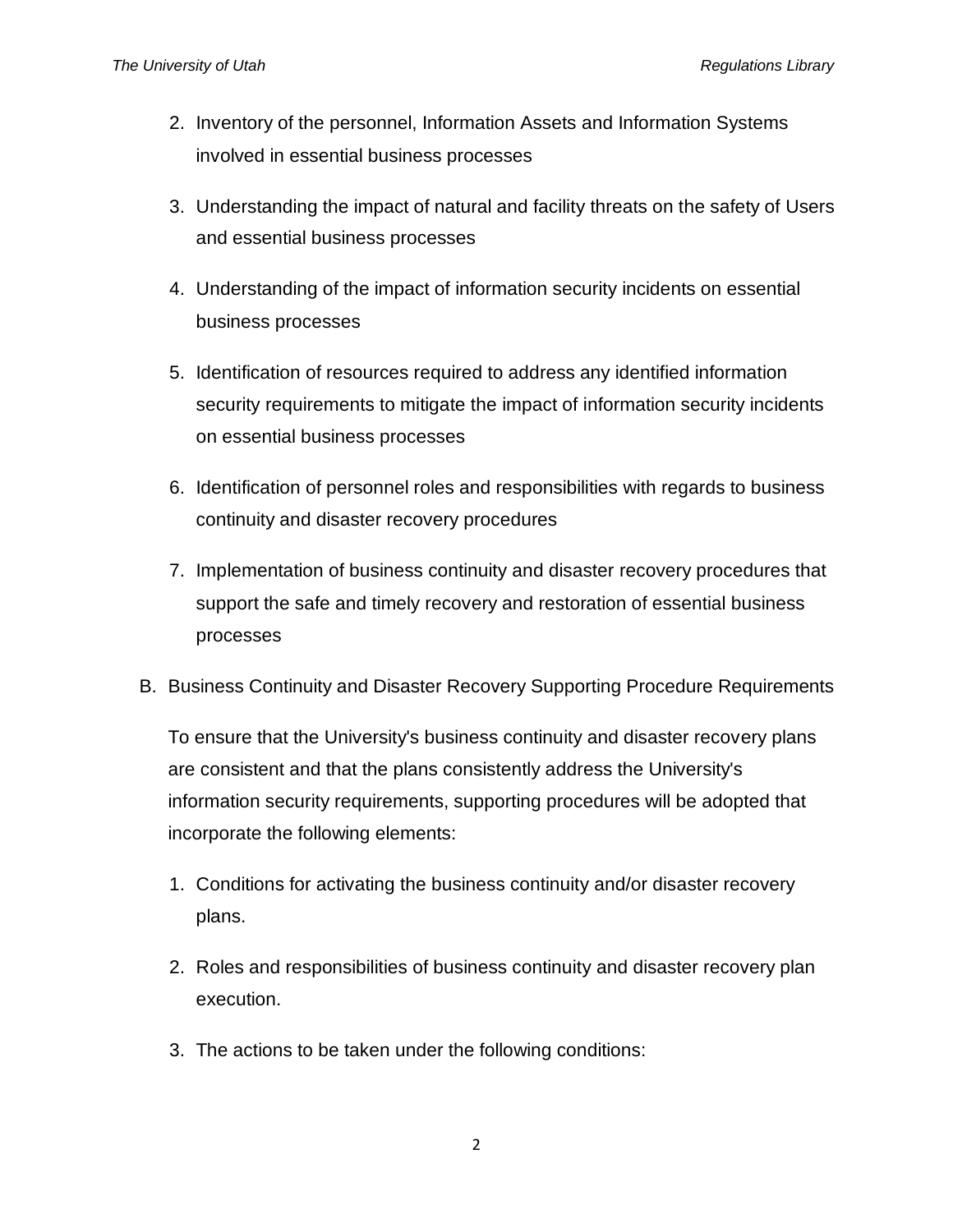2. Inventory of the personnel, Information Assets and Information Systems involved in essential business processes

3. Understanding the impact of natural and facility threats on the safety of Users and essential business processes

4. Understanding of the impact of information security incidents on essential business processes

5. Identification of resources required to address any identified information security requirements to mitigate the impact of information security incidents on essential business processes

6. Identification of personnel roles and responsibilities with regards to business continuity and disaster recovery procedures

7. Implementation of business continuity and disaster recovery procedures that support the safe and timely recovery and restoration of essential business processes

B. Business Continuity and Disaster Recovery Supporting Procedure Requirements

   To ensure that the University's business continuity and disaster recovery plans are consistent and that the plans consistently address the University's information security requirements, supporting procedures will be adopted that incorporate the following elements:

   1. Conditions for activating the business continuity and/or disaster recovery plans.

   2. Roles and responsibilities of business continuity and disaster recovery plan execution.

   3. The actions to be taken under the following conditions: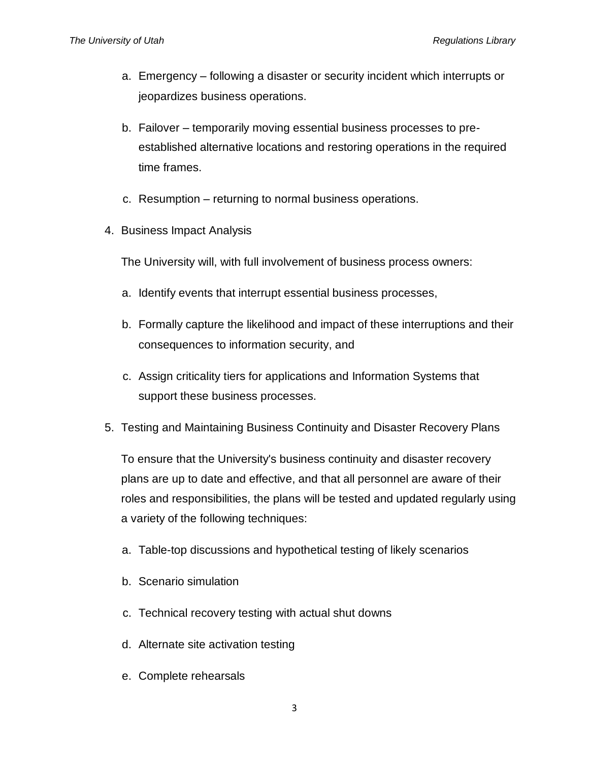a. Emergency – following a disaster or security incident which interrupts or jeopardizes business operations.

b. Failover – temporarily moving essential business processes to pre-established alternative locations and restoring operations in the required time frames.

c. Resumption – returning to normal business operations.

4. Business Impact Analysis

   The University will, with full involvement of business process owners:

   a. Identify events that interrupt essential business processes,

   b. Formally capture the likelihood and impact of these interruptions and their consequences to information security, and

   c. Assign criticality tiers for applications and Information Systems that support these business processes.

5. Testing and Maintaining Business Continuity and Disaster Recovery Plans

   To ensure that the University's business continuity and disaster recovery plans are up to date and effective, and that all personnel are aware of their roles and responsibilities, the plans will be tested and updated regularly using a variety of the following techniques:

   a. Table-top discussions and hypothetical testing of likely scenarios

   b. Scenario simulation

   c. Technical recovery testing with actual shut downs

   d. Alternate site activation testing

   e. Complete rehearsals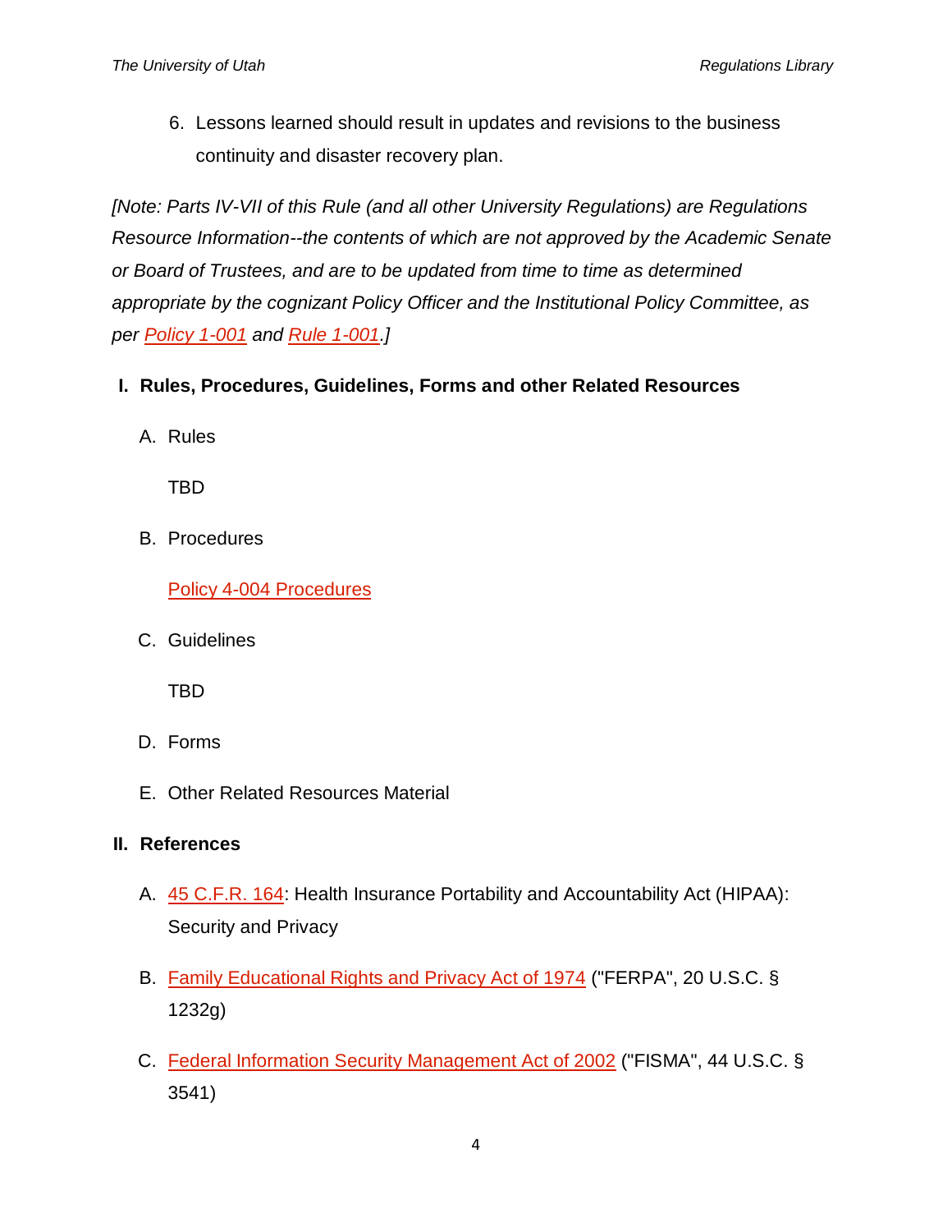6. Lessons learned should result in updates and revisions to the business continuity and disaster recovery plan.

*[Note: Parts IV-VII of this Rule (and all other University Regulations) are Regulations Resource Information--the contents of which are not approved by the Academic Senate or Board of Trustees, and are to be updated from time to time as determined appropriate by the cognizant Policy Officer and the Institutional Policy Committee, as per Policy 1-001 and Rule 1-001.]*

## I. Rules, Procedures, Guidelines, Forms and other Related Resources

A. Rules

TBD

B. Procedures

Policy 4-004 Procedures

C. Guidelines

TBD

D. Forms

E. Other Related Resources Material

## II. References

A. 45 C.F.R. 164: Health Insurance Portability and Accountability Act (HIPAA): Security and Privacy

B. Family Educational Rights and Privacy Act of 1974 ("FERPA", 20 U.S.C. § 1232g)

C. Federal Information Security Management Act of 2002 ("FISMA", 44 U.S.C. § 3541)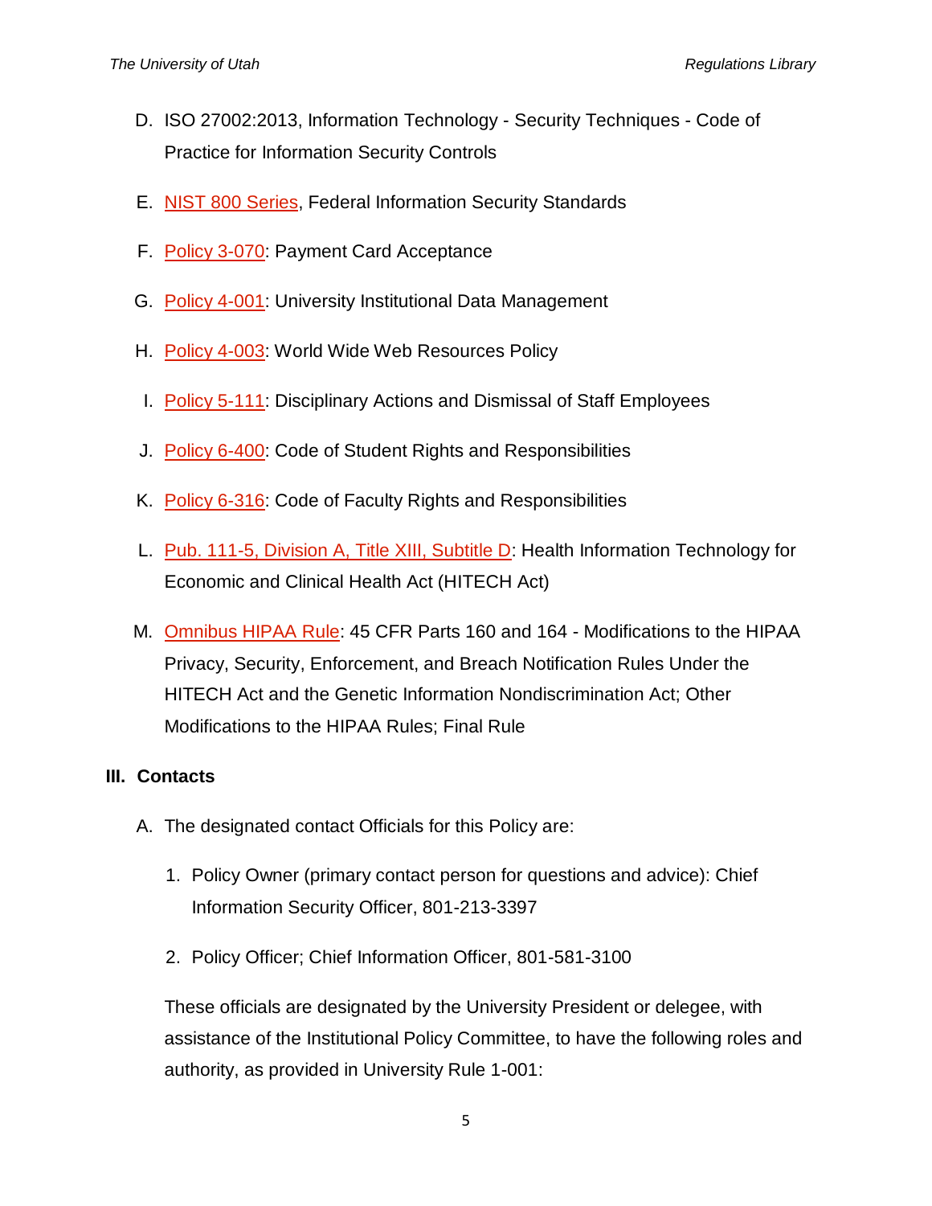D. ISO 27002:2013, Information Technology - Security Techniques - Code of Practice for Information Security Controls

E. NIST 800 Series, Federal Information Security Standards

F. Policy 3-070: Payment Card Acceptance

G. Policy 4-001: University Institutional Data Management

H. Policy 4-003: World Wide Web Resources Policy

I. Policy 5-111: Disciplinary Actions and Dismissal of Staff Employees

J. Policy 6-400: Code of Student Rights and Responsibilities

K. Policy 6-316: Code of Faculty Rights and Responsibilities

L. Pub. 111-5, Division A, Title XIII, Subtitle D: Health Information Technology for Economic and Clinical Health Act (HITECH Act)

M. Omnibus HIPAA Rule: 45 CFR Parts 160 and 164 - Modifications to the HIPAA Privacy, Security, Enforcement, and Breach Notification Rules Under the HITECH Act and the Genetic Information Nondiscrimination Act; Other Modifications to the HIPAA Rules; Final Rule

## III. Contacts

A. The designated contact Officials for this Policy are:

1. Policy Owner (primary contact person for questions and advice): Chief Information Security Officer, 801-213-3397

2. Policy Officer; Chief Information Officer, 801-581-3100

These officials are designated by the University President or delegee, with assistance of the Institutional Policy Committee, to have the following roles and authority, as provided in University Rule 1-001: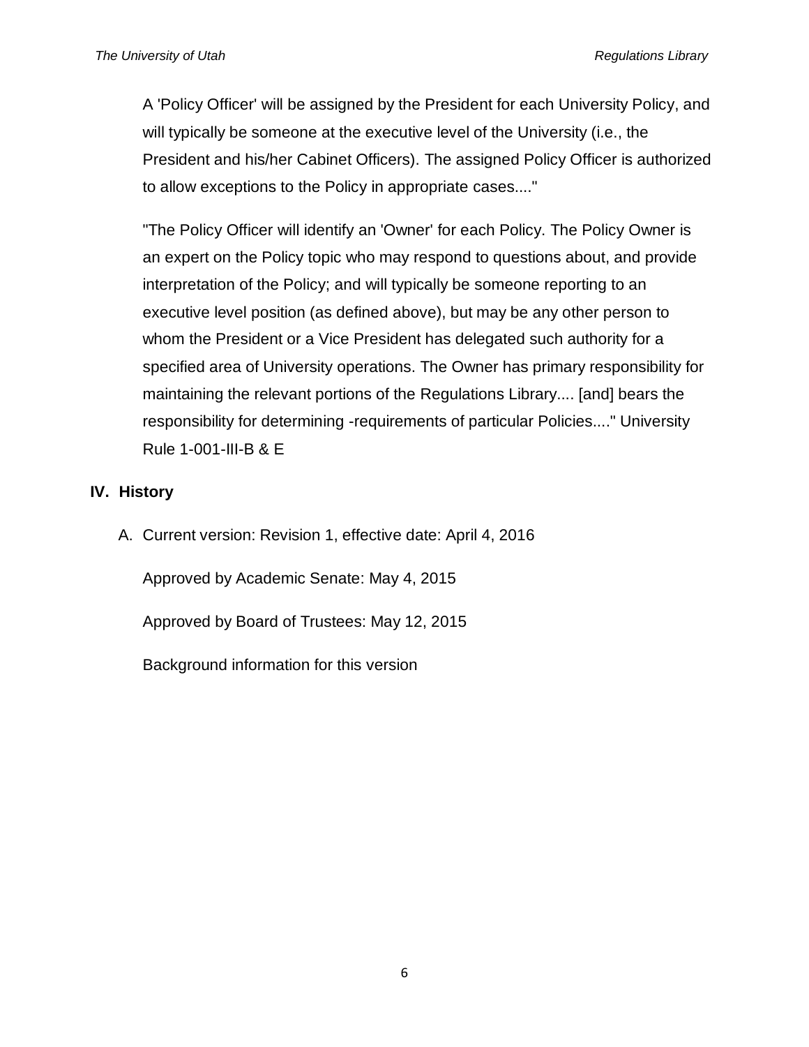A 'Policy Officer' will be assigned by the President for each University Policy, and will typically be someone at the executive level of the University (i.e., the President and his/her Cabinet Officers). The assigned Policy Officer is authorized to allow exceptions to the Policy in appropriate cases...."

"The Policy Officer will identify an 'Owner' for each Policy. The Policy Owner is an expert on the Policy topic who may respond to questions about, and provide interpretation of the Policy; and will typically be someone reporting to an executive level position (as defined above), but may be any other person to whom the President or a Vice President has delegated such authority for a specified area of University operations. The Owner has primary responsibility for maintaining the relevant portions of the Regulations Library.... [and] bears the responsibility for determining -requirements of particular Policies...." University Rule 1-001-III-B & E

## IV. History

A. Current version: Revision 1, effective date: April 4, 2016

Approved by Academic Senate: May 4, 2015

Approved by Board of Trustees: May 12, 2015

Background information for this version